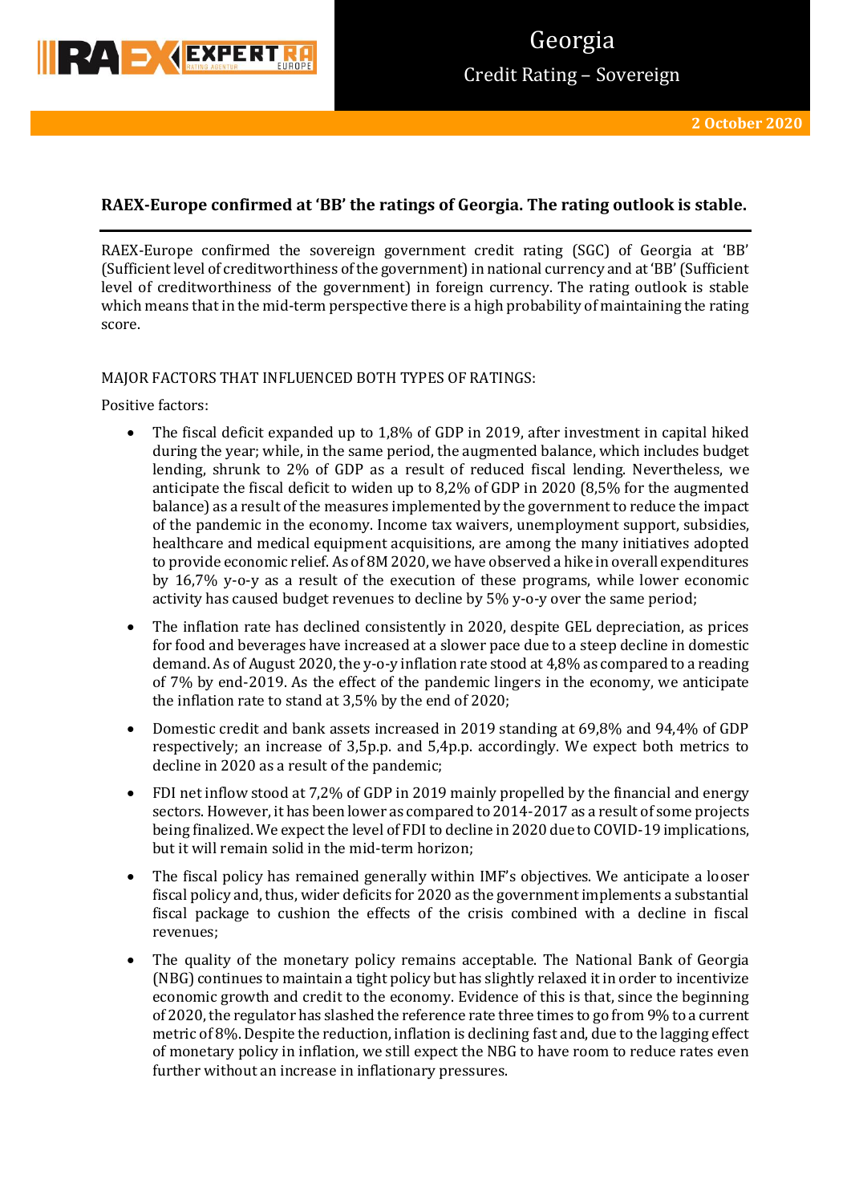# Georgia

## Credit Rating – Sovereign

**2 October 2020**

### RAEX-Europe confirmed at 'BB' the ratings of Georgia. The rating outlook is stable.

RAEX-Europe confirmed the sovereign government credit rating (SGC) of Georgia at 'BB' (Sufficient level of creditworthiness of the government) in national currency and at 'BB' (Sufficient level of creditworthiness of the government) in foreign currency. The rating outlook is stable which means that in the mid-term perspective there is a high probability of maintaining the rating score.

MAJOR FACTORS THAT INFLUENCED BOTH TYPES OF RATINGS:

Positive factors:

- The fiscal deficit expanded up to 1,8% of GDP in 2019, after investment in capital hiked during the year; while, in the same period, the augmented balance, which includes budget lending, shrunk to 2% of GDP as a result of reduced fiscal lending. Nevertheless, we anticipate the fiscal deficit to widen up to 8,2% of GDP in 2020 (8,5% for the augmented balance) as a result of the measures implemented by the government to reduce the impact of the pandemic in the economy. Income tax waivers, unemployment support, subsidies, healthcare and medical equipment acquisitions, are among the many initiatives adopted to provide economic relief. As of 8M 2020, we have observed a hike in overall expenditures by 16,7% y-o-y as a result of the execution of these programs, while lower economic activity has caused budget revenues to decline by 5% y-o-y over the same period;
- The inflation rate has declined consistently in 2020, despite GEL depreciation, as prices for food and beverages have increased at a slower pace due to a steep decline in domestic demand. As of August 2020, the y-o-y inflation rate stood at 4,8% as compared to a reading of 7% by end-2019. As the effect of the pandemic lingers in the economy, we anticipate the inflation rate to stand at 3,5% by the end of 2020;
- Domestic credit and bank assets increased in 2019 standing at 69,8% and 94,4% of GDP respectively; an increase of 3,5p.p. and 5,4p.p. accordingly. We expect both metrics to decline in 2020 as a result of the pandemic;
- FDI net inflow stood at 7,2% of GDP in 2019 mainly propelled by the financial and energy sectors. However, it has been lower as compared to 2014-2017 as a result of some projects being finalized. We expect the level of FDI to decline in 2020 due to COVID-19 implications, but it will remain solid in the mid-term horizon;
- The fiscal policy has remained generally within IMF's objectives. We anticipate a looser fiscal policy and, thus, wider deficits for 2020 as the government implements a substantial fiscal package to cushion the effects of the crisis combined with a decline in fiscal revenues;
- The quality of the monetary policy remains acceptable. The National Bank of Georgia (NBG) continues to maintain a tight policy but has slightly relaxed it in order to incentivize economic growth and credit to the economy. Evidence of this is that, since the beginning of 2020, the regulator has slashed the reference rate three times to go from 9% to a current metric of 8%. Despite the reduction, inflation is declining fast and, due to the lagging effect of monetary policy in inflation, we still expect the NBG to have room to reduce rates even further without an increase in inflationary pressures.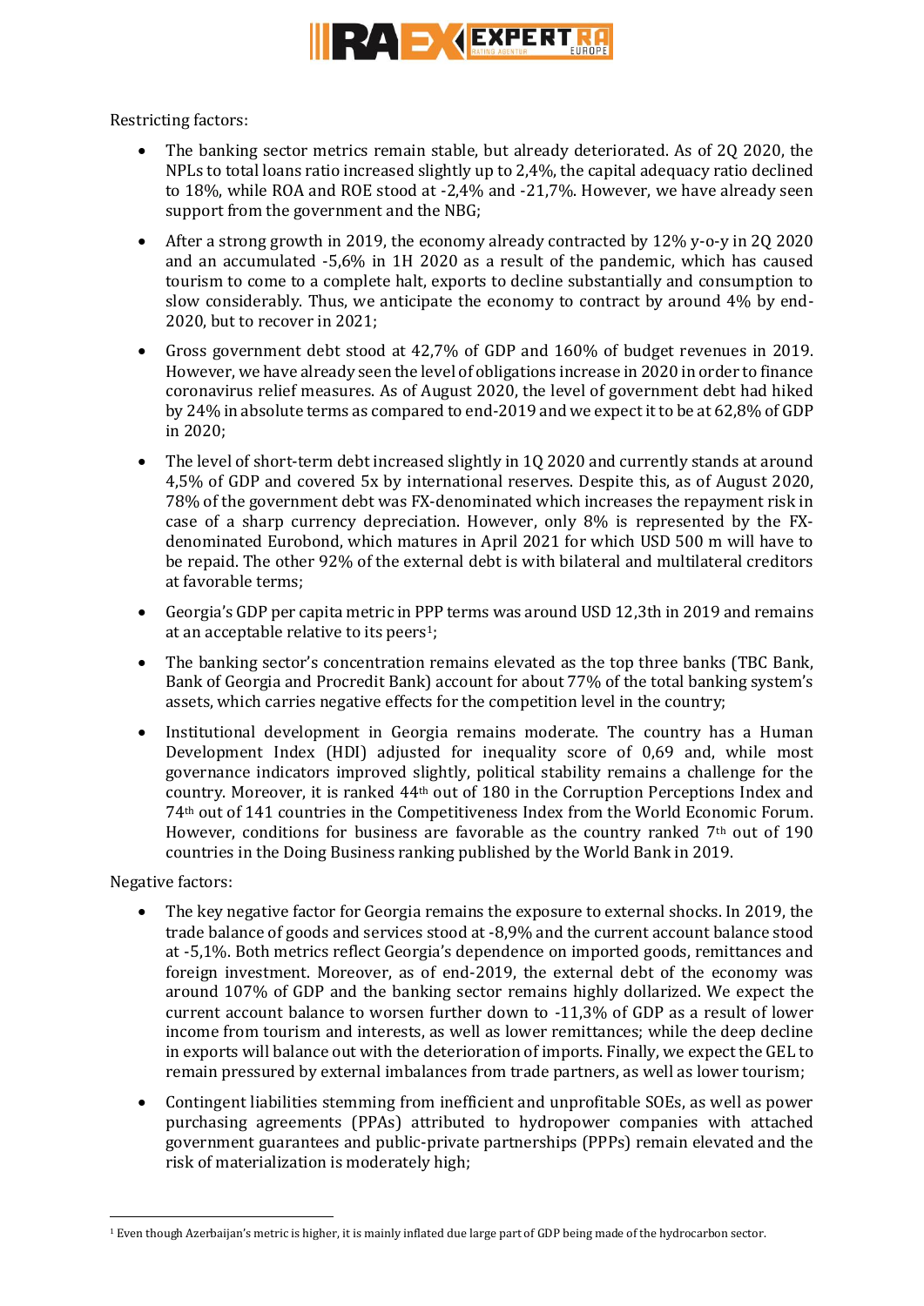Restricting factors:

- The banking sector metrics remain stable, but already deteriorated. As of 2Q 2020, the NPLs to total loans ratio increased slightly up to 2,4%, the capital adequacy ratio declined to 18%, while ROA and ROE stood at -2,4% and -21,7%. However, we have already seen support from the government and the NBG;
- After a strong growth in 2019, the economy already contracted by 12% y-o-y in 2Q 2020 and an accumulated -5,6% in 1H 2020 as a result of the pandemic, which has caused tourism to come to a complete halt, exports to decline substantially and consumption to slow considerably. Thus, we anticipate the economy to contract by around 4% by end-2020, but to recover in 2021;
- Gross government debt stood at 42,7% of GDP and 160% of budget revenues in 2019. However, we have already seen the level of obligations increase in 2020 in order to finance coronavirus relief measures. As of August 2020, the level of government debt had hiked by 24% in absolute terms as compared to end-2019 and we expect it to be at 62,8% of GDP in 2020;
- The level of short-term debt increased slightly in 1Q 2020 and currently stands at around 4,5% of GDP and covered 5x by international reserves. Despite this, as of August 2020, 78% of the government debt was FX-denominated which increases the repayment risk in case of a sharp currency depreciation. However, only 8% is represented by the FX-denominated Eurobond, which matures in April 2021 for which USD 500 m will have to be repaid. The other 92% of the external debt is with bilateral and multilateral creditors at favorable terms;
- Georgia's GDP per capita metric in PPP terms was around USD 12,3th in 2019 and remains at an acceptable relative to its peers[1];
- The banking sector's concentration remains elevated as the top three banks (TBC Bank, Bank of Georgia and Procredit Bank) account for about 77% of the total banking system's assets, which carries negative effects for the competition level in the country;
- Institutional development in Georgia remains moderate. The country has a Human Development Index (HDI) adjusted for inequality score of 0,69 and, while most governance indicators improved slightly, political stability remains a challenge for the country. Moreover, it is ranked 44th out of 180 in the Corruption Perceptions Index and 74th out of 141 countries in the Competitiveness Index from the World Economic Forum. However, conditions for business are favorable as the country ranked 7th out of 190 countries in the Doing Business ranking published by the World Bank in 2019.

Negative factors:

- The key negative factor for Georgia remains the exposure to external shocks. In 2019, the trade balance of goods and services stood at -8,9% and the current account balance stood at -5,1%. Both metrics reflect Georgia's dependence on imported goods, remittances and foreign investment. Moreover, as of end-2019, the external debt of the economy was around 107% of GDP and the banking sector remains highly dollarized. We expect the current account balance to worsen further down to -11,3% of GDP as a result of lower income from tourism and interests, as well as lower remittances; while the deep decline in exports will balance out with the deterioration of imports. Finally, we expect the GEL to remain pressured by external imbalances from trade partners, as well as lower tourism;
- Contingent liabilities stemming from inefficient and unprofitable SOEs, as well as power purchasing agreements (PPAs) attributed to hydropower companies with attached government guarantees and public-private partnerships (PPPs) remain elevated and the risk of materialization is moderately high;

[1] Even though Azerbaijan's metric is higher, it is mainly inflated due large part of GDP being made of the hydrocarbon sector.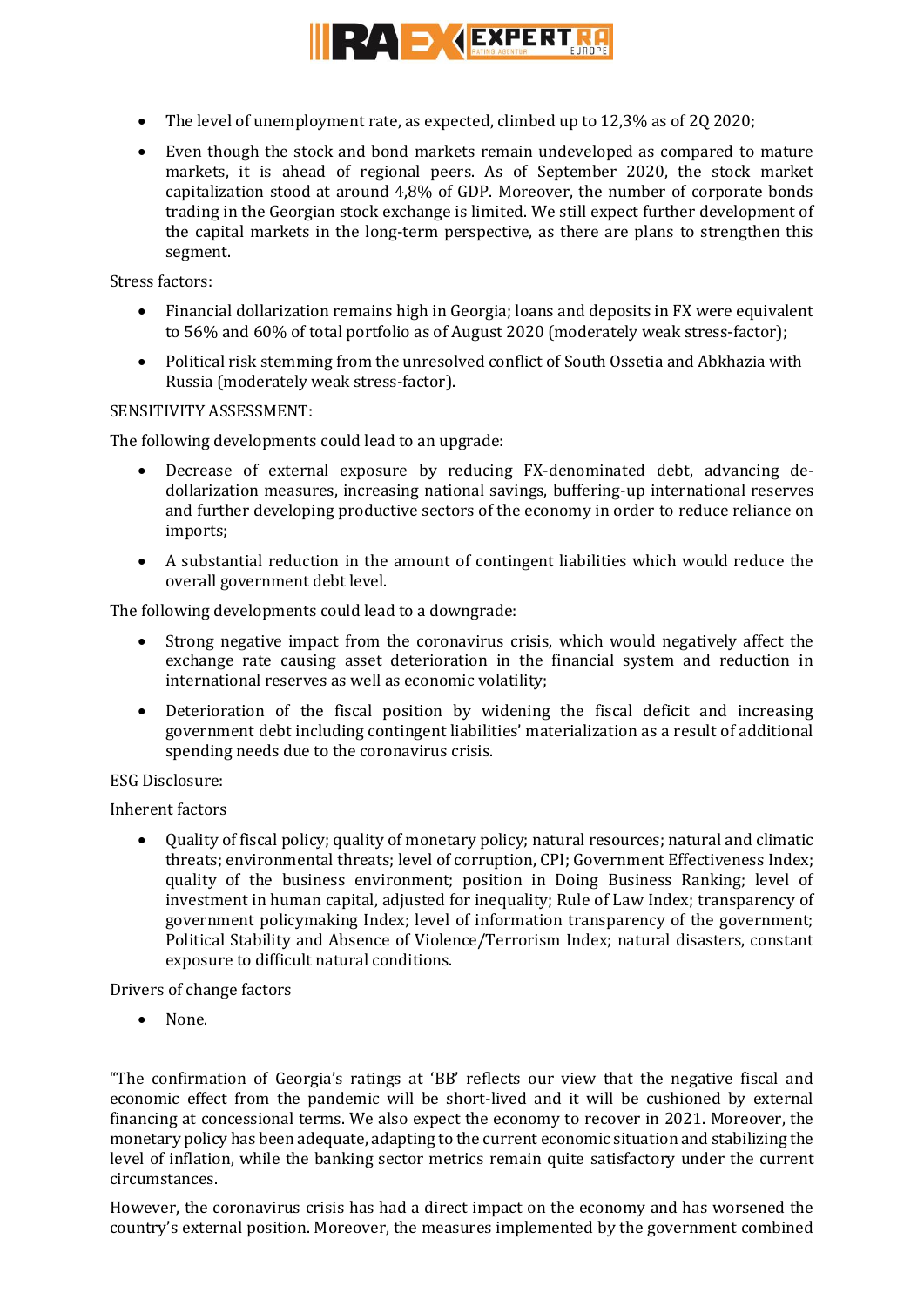- The level of unemployment rate, as expected, climbed up to 12,3% as of 2Q 2020;
- Even though the stock and bond markets remain undeveloped as compared to mature markets, it is ahead of regional peers. As of September 2020, the stock market capitalization stood at around 4,8% of GDP. Moreover, the number of corporate bonds trading in the Georgian stock exchange is limited. We still expect further development of the capital markets in the long-term perspective, as there are plans to strengthen this segment.

Stress factors:

- Financial dollarization remains high in Georgia; loans and deposits in FX were equivalent to 56% and 60% of total portfolio as of August 2020 (moderately weak stress-factor);
- Political risk stemming from the unresolved conflict of South Ossetia and Abkhazia with Russia (moderately weak stress-factor).

SENSITIVITY ASSESSMENT:

The following developments could lead to an upgrade:

- Decrease of external exposure by reducing FX-denominated debt, advancing de-dollarization measures, increasing national savings, buffering-up international reserves and further developing productive sectors of the economy in order to reduce reliance on imports;
- A substantial reduction in the amount of contingent liabilities which would reduce the overall government debt level.

The following developments could lead to a downgrade:

- Strong negative impact from the coronavirus crisis, which would negatively affect the exchange rate causing asset deterioration in the financial system and reduction in international reserves as well as economic volatility;
- Deterioration of the fiscal position by widening the fiscal deficit and increasing government debt including contingent liabilities' materialization as a result of additional spending needs due to the coronavirus crisis.

ESG Disclosure:

Inherent factors

- Quality of fiscal policy; quality of monetary policy; natural resources; natural and climatic threats; environmental threats; level of corruption, CPI; Government Effectiveness Index; quality of the business environment; position in Doing Business Ranking; level of investment in human capital, adjusted for inequality; Rule of Law Index; transparency of government policymaking Index; level of information transparency of the government; Political Stability and Absence of Violence/Terrorism Index; natural disasters, constant exposure to difficult natural conditions.

Drivers of change factors

- None.

"The confirmation of Georgia's ratings at 'BB' reflects our view that the negative fiscal and economic effect from the pandemic will be short-lived and it will be cushioned by external financing at concessional terms. We also expect the economy to recover in 2021. Moreover, the monetary policy has been adequate, adapting to the current economic situation and stabilizing the level of inflation, while the banking sector metrics remain quite satisfactory under the current circumstances.

However, the coronavirus crisis has had a direct impact on the economy and has worsened the country's external position. Moreover, the measures implemented by the government combined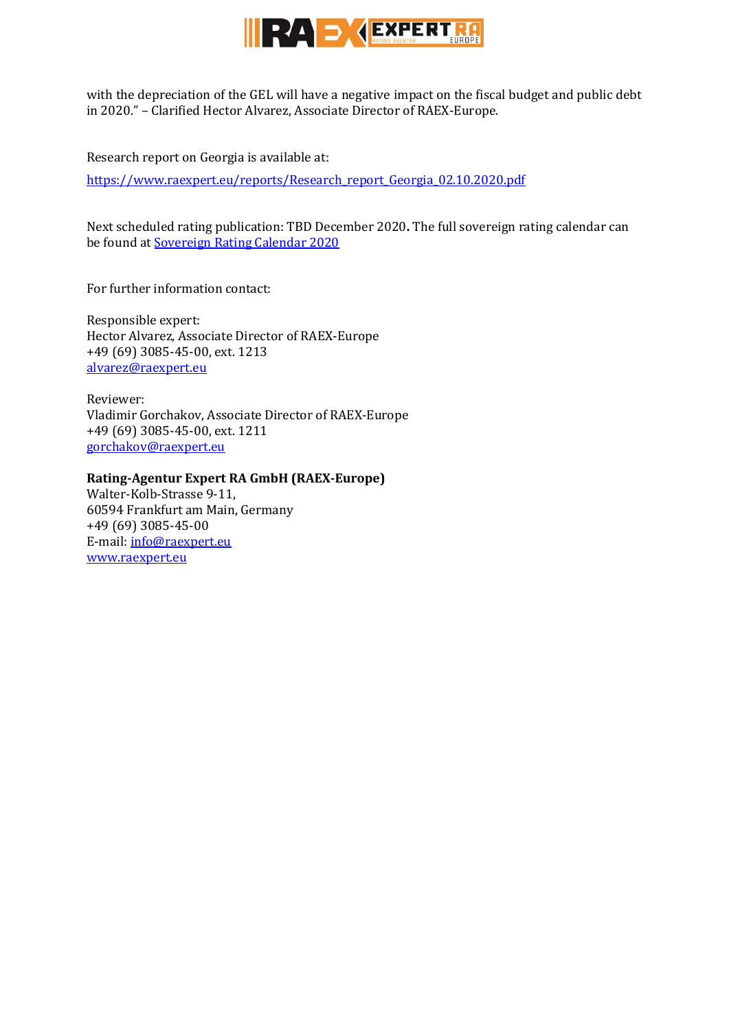with the depreciation of the GEL will have a negative impact on the fiscal budget and public debt in 2020." – Clarified Hector Alvarez, Associate Director of RAEX-Europe.

Research report on Georgia is available at:

https://www.raexpert.eu/reports/Research_report_Georgia_02.10.2020.pdf

Next scheduled rating publication: TBD December 2020**.** The full sovereign rating calendar can be found at Sovereign Rating Calendar 2020

For further information contact:

Responsible expert:
Hector Alvarez, Associate Director of RAEX-Europe
+49 (69) 3085-45-00, ext. 1213
alvarez@raexpert.eu

Reviewer:
Vladimir Gorchakov, Associate Director of RAEX-Europe
+49 (69) 3085-45-00, ext. 1211
gorchakov@raexpert.eu

**Rating-Agentur Expert RA GmbH (RAEX-Europe)**
Walter-Kolb-Strasse 9-11,
60594 Frankfurt am Main, Germany
+49 (69) 3085-45-00
E-mail: info@raexpert.eu
www.raexpert.eu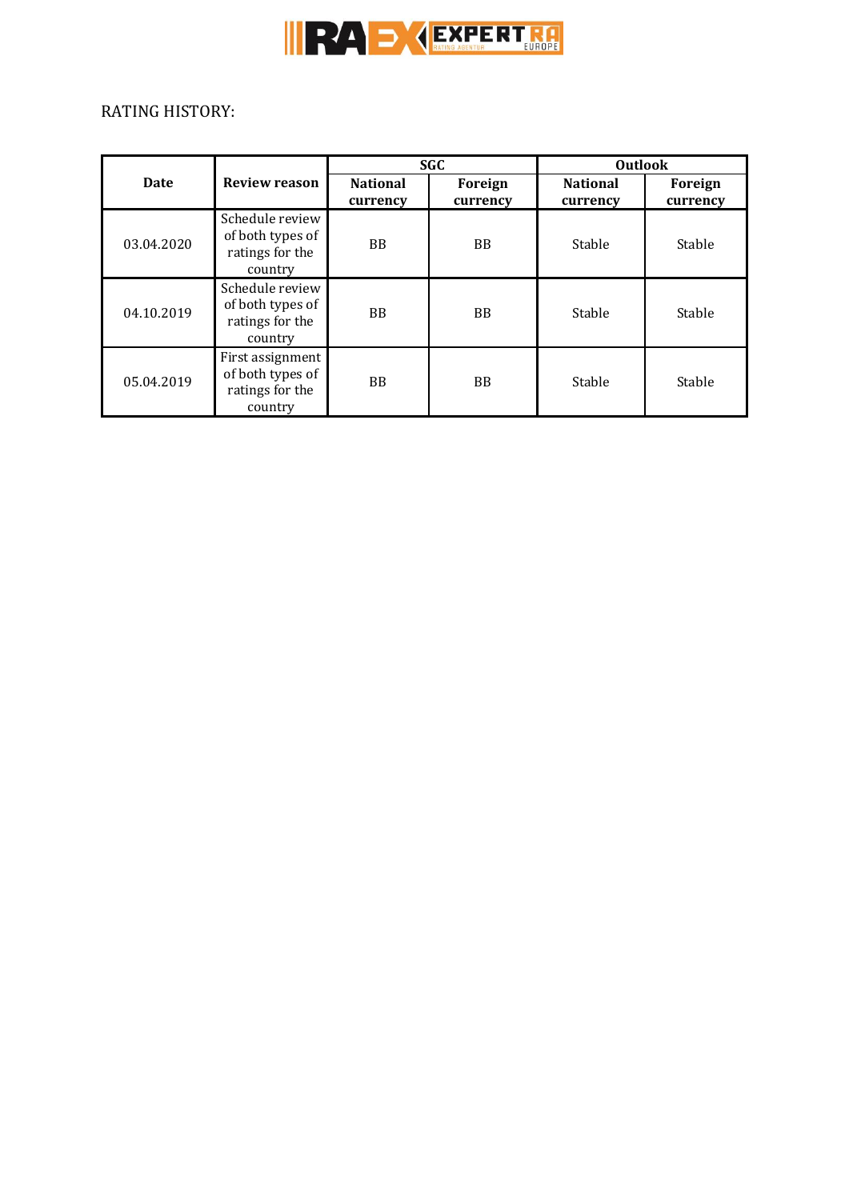RATING HISTORY:

| Date | Review reason | SGC | | Outlook | |
|---|---|---|---|---|---|
| | | National currency | Foreign currency | National currency | Foreign currency |
| 03.04.2020 | Schedule review of both types of ratings for the country | BB | BB | Stable | Stable |
| 04.10.2019 | Schedule review of both types of ratings for the country | BB | BB | Stable | Stable |
| 05.04.2019 | First assignment of both types of ratings for the country | BB | BB | Stable | Stable |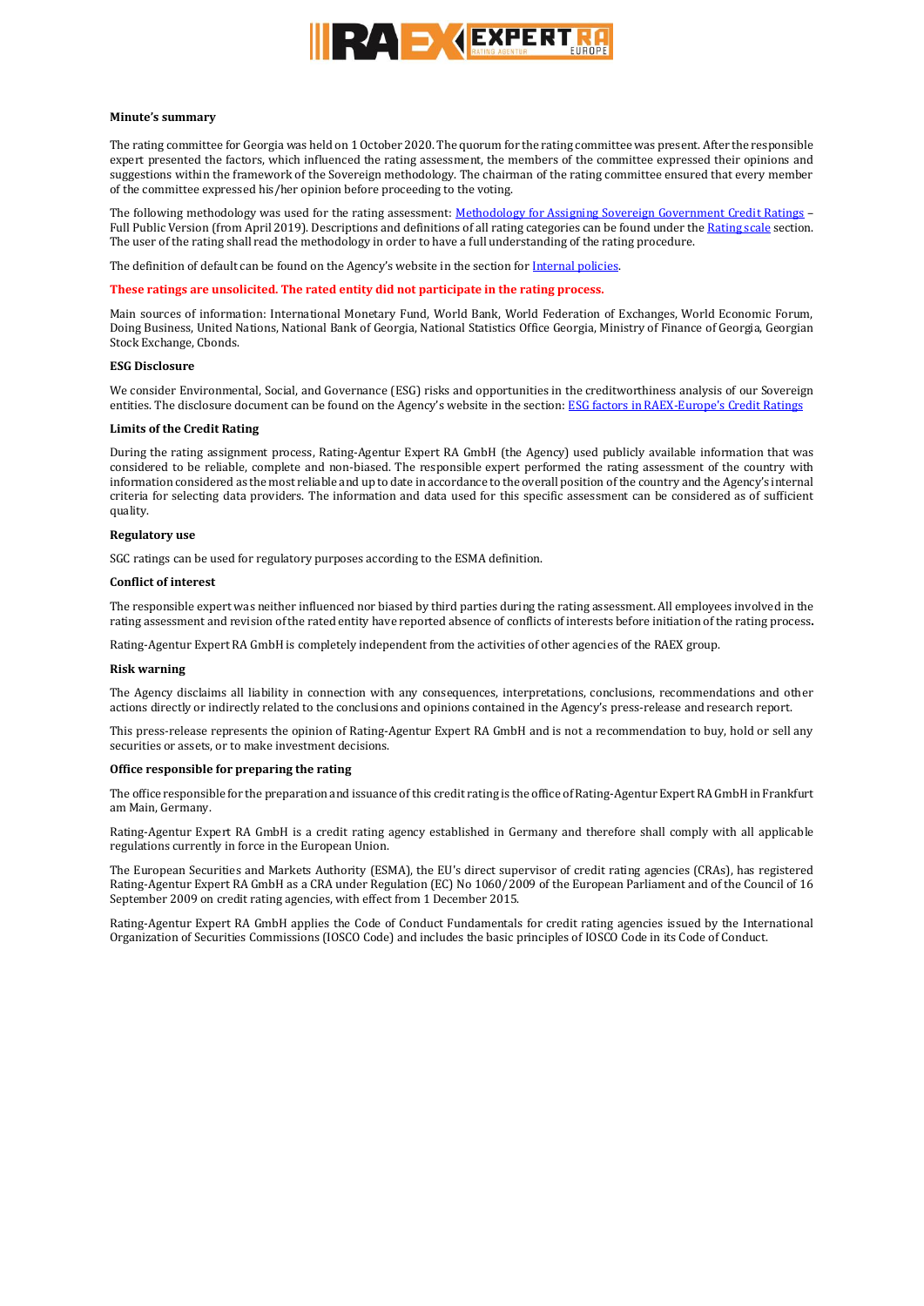**Minute's summary**

The rating committee for Georgia was held on 1 October 2020. The quorum for the rating committee was present. After the responsible expert presented the factors, which influenced the rating assessment, the members of the committee expressed their opinions and suggestions within the framework of the Sovereign methodology. The chairman of the rating committee ensured that every member of the committee expressed his/her opinion before proceeding to the voting.

The following methodology was used for the rating assessment: Methodology for Assigning Sovereign Government Credit Ratings – Full Public Version (from April 2019). Descriptions and definitions of all rating categories can be found under the Rating scale section. The user of the rating shall read the methodology in order to have a full understanding of the rating procedure.

The definition of default can be found on the Agency's website in the section for Internal policies.

**These ratings are unsolicited. The rated entity did not participate in the rating process.**

Main sources of information: International Monetary Fund, World Bank, World Federation of Exchanges, World Economic Forum, Doing Business, United Nations, National Bank of Georgia, National Statistics Office Georgia, Ministry of Finance of Georgia, Georgian Stock Exchange, Cbonds.

**ESG Disclosure**

We consider Environmental, Social, and Governance (ESG) risks and opportunities in the creditworthiness analysis of our Sovereign entities. The disclosure document can be found on the Agency's website in the section: ESG factors in RAEX-Europe's Credit Ratings

**Limits of the Credit Rating**

During the rating assignment process, Rating-Agentur Expert RA GmbH (the Agency) used publicly available information that was considered to be reliable, complete and non-biased. The responsible expert performed the rating assessment of the country with information considered as the most reliable and up to date in accordance to the overall position of the country and the Agency's internal criteria for selecting data providers. The information and data used for this specific assessment can be considered as of sufficient quality.

**Regulatory use**

SGC ratings can be used for regulatory purposes according to the ESMA definition.

**Conflict of interest**

The responsible expert was neither influenced nor biased by third parties during the rating assessment. All employees involved in the rating assessment and revision of the rated entity have reported absence of conflicts of interests before initiation of the rating process**.**

Rating-Agentur Expert RA GmbH is completely independent from the activities of other agencies of the RAEX group.

**Risk warning**

The Agency disclaims all liability in connection with any consequences, interpretations, conclusions, recommendations and other actions directly or indirectly related to the conclusions and opinions contained in the Agency's press-release and research report.

This press-release represents the opinion of Rating-Agentur Expert RA GmbH and is not a recommendation to buy, hold or sell any securities or assets, or to make investment decisions.

**Office responsible for preparing the rating**

The office responsible for the preparation and issuance of this credit rating is the office of Rating-Agentur Expert RA GmbH in Frankfurt am Main, Germany.

Rating-Agentur Expert RA GmbH is a credit rating agency established in Germany and therefore shall comply with all applicable regulations currently in force in the European Union.

The European Securities and Markets Authority (ESMA), the EU's direct supervisor of credit rating agencies (CRAs), has registered Rating-Agentur Expert RA GmbH as a CRA under Regulation (EC) No 1060/2009 of the European Parliament and of the Council of 16 September 2009 on credit rating agencies, with effect from 1 December 2015.

Rating-Agentur Expert RA GmbH applies the Code of Conduct Fundamentals for credit rating agencies issued by the International Organization of Securities Commissions (IOSCO Code) and includes the basic principles of IOSCO Code in its Code of Conduct.